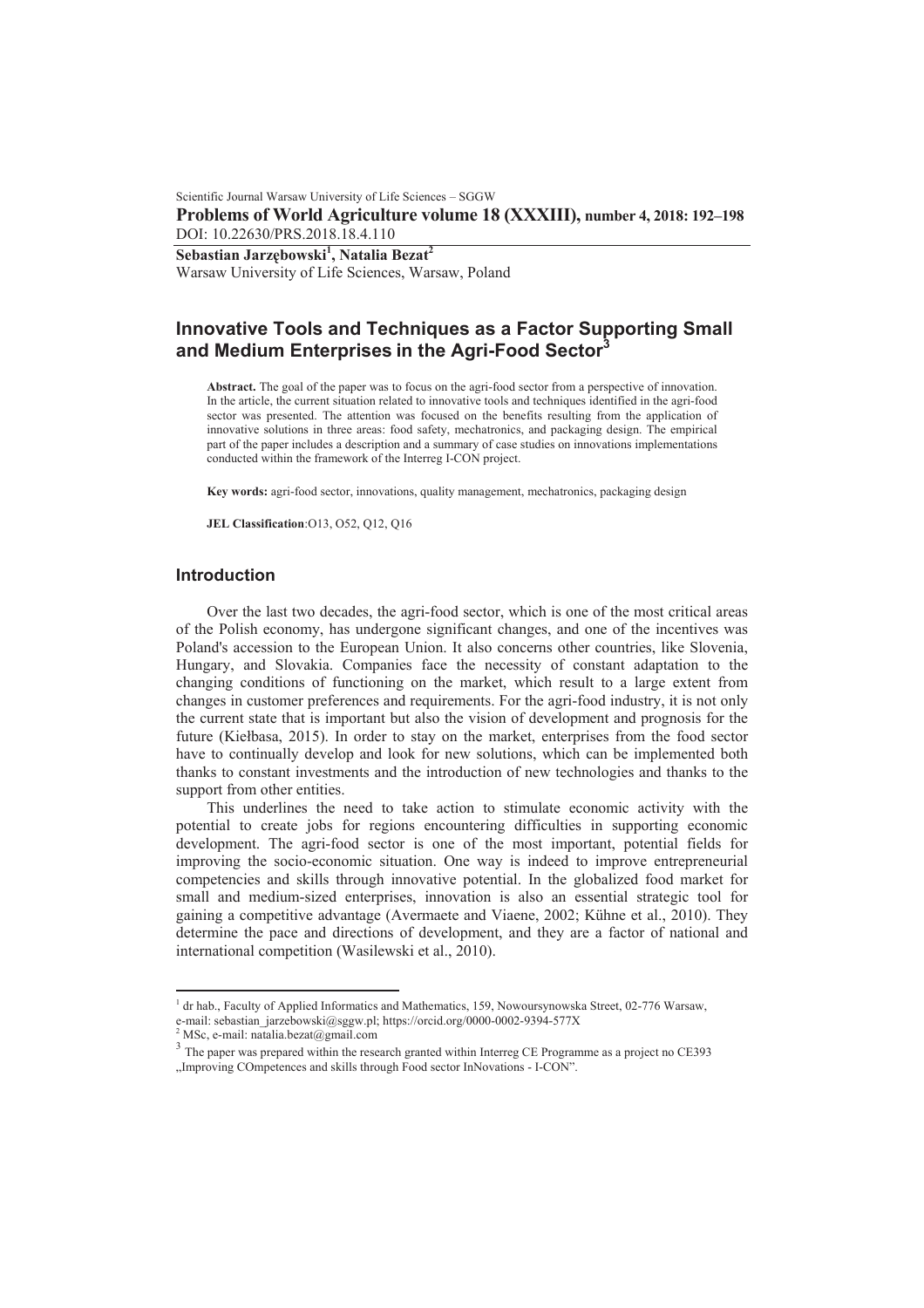Scientific Journal Warsaw University of Life Sciences – SGGW

**Problems of World Agriculture volume 18 (XXXIII), number 4, 2018: 192–198**

DOI: 10.22630/PRS.2018.18.4.110

**Sebastian Jarzębowski[1], Natalia Bezat[2]**

Warsaw University of Life Sciences, Warsaw, Poland

# Innovative Tools and Techniques as a Factor Supporting Small and Medium Enterprises in the Agri-Food Sector[3]

**Abstract.** The goal of the paper was to focus on the agri-food sector from a perspective of innovation. In the article, the current situation related to innovative tools and techniques identified in the agri-food sector was presented. The attention was focused on the benefits resulting from the application of innovative solutions in three areas: food safety, mechatronics, and packaging design. The empirical part of the paper includes a description and a summary of case studies on innovations implementations conducted within the framework of the Interreg I-CON project.

**Key words:** agri-food sector, innovations, quality management, mechatronics, packaging design

**JEL Classification**:O13, O52, Q12, Q16

## Introduction

Over the last two decades, the agri-food sector, which is one of the most critical areas of the Polish economy, has undergone significant changes, and one of the incentives was Poland's accession to the European Union. It also concerns other countries, like Slovenia, Hungary, and Slovakia. Companies face the necessity of constant adaptation to the changing conditions of functioning on the market, which result to a large extent from changes in customer preferences and requirements. For the agri-food industry, it is not only the current state that is important but also the vision of development and prognosis for the future (Kiełbasa, 2015). In order to stay on the market, enterprises from the food sector have to continually develop and look for new solutions, which can be implemented both thanks to constant investments and the introduction of new technologies and thanks to the support from other entities.

This underlines the need to take action to stimulate economic activity with the potential to create jobs for regions encountering difficulties in supporting economic development. The agri-food sector is one of the most important, potential fields for improving the socio-economic situation. One way is indeed to improve entrepreneurial competencies and skills through innovative potential. In the globalized food market for small and medium-sized enterprises, innovation is also an essential strategic tool for gaining a competitive advantage (Avermaete and Viaene, 2002; Kühne et al., 2010). They determine the pace and directions of development, and they are a factor of national and international competition (Wasilewski et al., 2010).

---

[1] dr hab., Faculty of Applied Informatics and Mathematics, 159, Nowoursynowska Street, 02-776 Warsaw, e-mail: sebastian_jarzebowski@sggw.pl; https://orcid.org/0000-0002-9394-577X

[2] MSc, e-mail: natalia.bezat@gmail.com

[3] The paper was prepared within the research granted within Interreg CE Programme as a project no CE393 „Improving COmpetences and skills through Food sector InNovations - I-CON".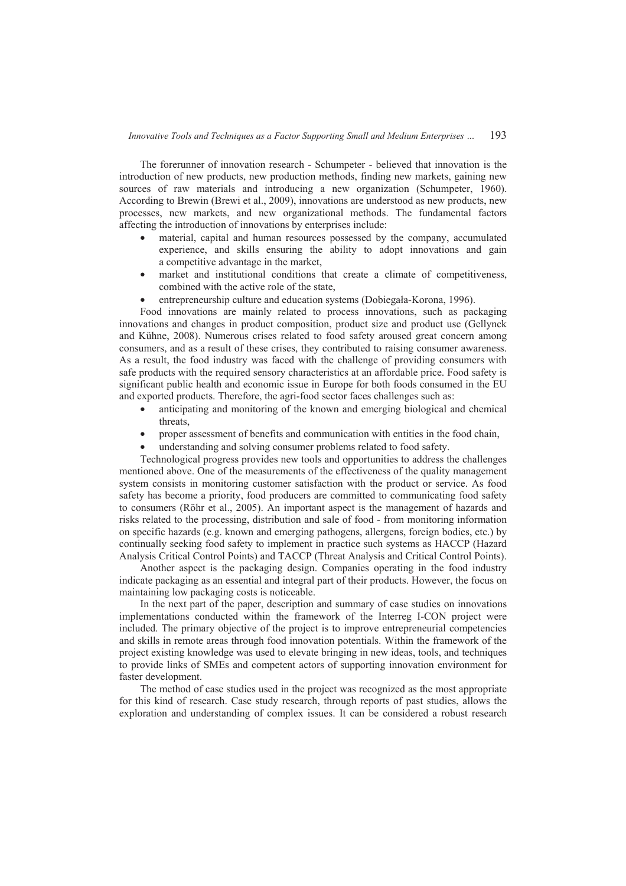The forerunner of innovation research - Schumpeter - believed that innovation is the introduction of new products, new production methods, finding new markets, gaining new sources of raw materials and introducing a new organization (Schumpeter, 1960). According to Brewin (Brewi et al., 2009), innovations are understood as new products, new processes, new markets, and new organizational methods. The fundamental factors affecting the introduction of innovations by enterprises include:

- material, capital and human resources possessed by the company, accumulated experience, and skills ensuring the ability to adopt innovations and gain a competitive advantage in the market,
- market and institutional conditions that create a climate of competitiveness, combined with the active role of the state,
- entrepreneurship culture and education systems (Dobiegała-Korona, 1996).

Food innovations are mainly related to process innovations, such as packaging innovations and changes in product composition, product size and product use (Gellynck and Kühne, 2008). Numerous crises related to food safety aroused great concern among consumers, and as a result of these crises, they contributed to raising consumer awareness. As a result, the food industry was faced with the challenge of providing consumers with safe products with the required sensory characteristics at an affordable price. Food safety is significant public health and economic issue in Europe for both foods consumed in the EU and exported products. Therefore, the agri-food sector faces challenges such as:

- anticipating and monitoring of the known and emerging biological and chemical threats,
- proper assessment of benefits and communication with entities in the food chain,
- understanding and solving consumer problems related to food safety.

Technological progress provides new tools and opportunities to address the challenges mentioned above. One of the measurements of the effectiveness of the quality management system consists in monitoring customer satisfaction with the product or service. As food safety has become a priority, food producers are committed to communicating food safety to consumers (Röhr et al., 2005). An important aspect is the management of hazards and risks related to the processing, distribution and sale of food - from monitoring information on specific hazards (e.g. known and emerging pathogens, allergens, foreign bodies, etc.) by continually seeking food safety to implement in practice such systems as HACCP (Hazard Analysis Critical Control Points) and TACCP (Threat Analysis and Critical Control Points).

Another aspect is the packaging design. Companies operating in the food industry indicate packaging as an essential and integral part of their products. However, the focus on maintaining low packaging costs is noticeable.

In the next part of the paper, description and summary of case studies on innovations implementations conducted within the framework of the Interreg I-CON project were included. The primary objective of the project is to improve entrepreneurial competencies and skills in remote areas through food innovation potentials. Within the framework of the project existing knowledge was used to elevate bringing in new ideas, tools, and techniques to provide links of SMEs and competent actors of supporting innovation environment for faster development.

The method of case studies used in the project was recognized as the most appropriate for this kind of research. Case study research, through reports of past studies, allows the exploration and understanding of complex issues. It can be considered a robust research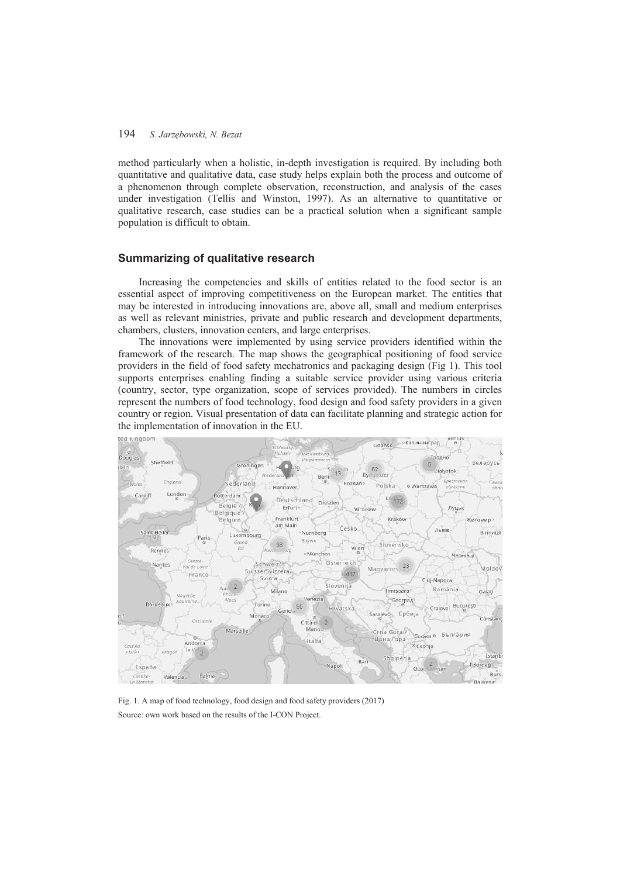method particularly when a holistic, in-depth investigation is required. By including both quantitative and qualitative data, case study helps explain both the process and outcome of a phenomenon through complete observation, reconstruction, and analysis of the cases under investigation (Tellis and Winston, 1997). As an alternative to quantitative or qualitative research, case studies can be a practical solution when a significant sample population is difficult to obtain.

## Summarizing of qualitative research

Increasing the competencies and skills of entities related to the food sector is an essential aspect of improving competitiveness on the European market. The entities that may be interested in introducing innovations are, above all, small and medium enterprises as well as relevant ministries, private and public research and development departments, chambers, clusters, innovation centers, and large enterprises.

The innovations were implemented by using service providers identified within the framework of the research. The map shows the geographical positioning of food service providers in the field of food safety mechatronics and packaging design (Fig 1). This tool supports enterprises enabling finding a suitable service provider using various criteria (country, sector, type organization, scope of services provided). The numbers in circles represent the numbers of food technology, food design and food safety providers in a given country or region. Visual presentation of data can facilitate planning and strategic action for the implementation of innovation in the EU.

Fig. 1. A map of food technology, food design and food safety providers (2017)

Source: own work based on the results of the I-CON Project.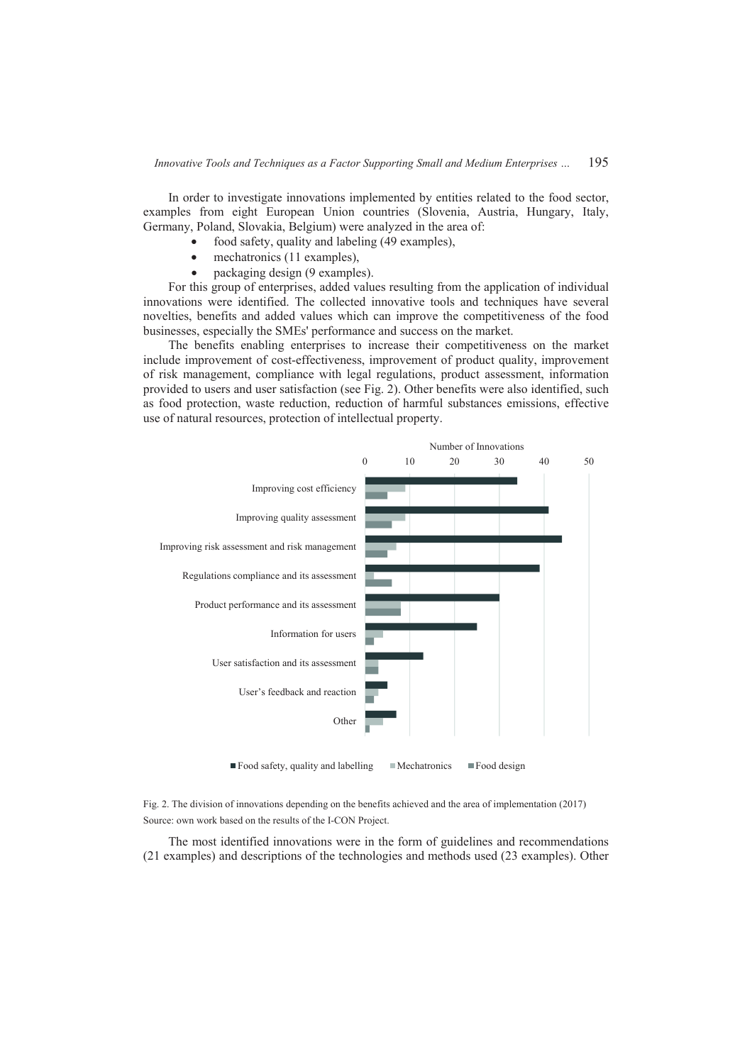In order to investigate innovations implemented by entities related to the food sector, examples from eight European Union countries (Slovenia, Austria, Hungary, Italy, Germany, Poland, Slovakia, Belgium) were analyzed in the area of:

- food safety, quality and labeling (49 examples),
- mechatronics (11 examples),
- packaging design (9 examples).

For this group of enterprises, added values resulting from the application of individual innovations were identified. The collected innovative tools and techniques have several novelties, benefits and added values which can improve the competitiveness of the food businesses, especially the SMEs' performance and success on the market.

The benefits enabling enterprises to increase their competitiveness on the market include improvement of cost-effectiveness, improvement of product quality, improvement of risk management, compliance with legal regulations, product assessment, information provided to users and user satisfaction (see Fig. 2). Other benefits were also identified, such as food protection, waste reduction, reduction of harmful substances emissions, effective use of natural resources, protection of intellectual property.

Fig. 2. The division of innovations depending on the benefits achieved and the area of implementation (2017)
Source: own work based on the results of the I-CON Project.

The most identified innovations were in the form of guidelines and recommendations (21 examples) and descriptions of the technologies and methods used (23 examples). Other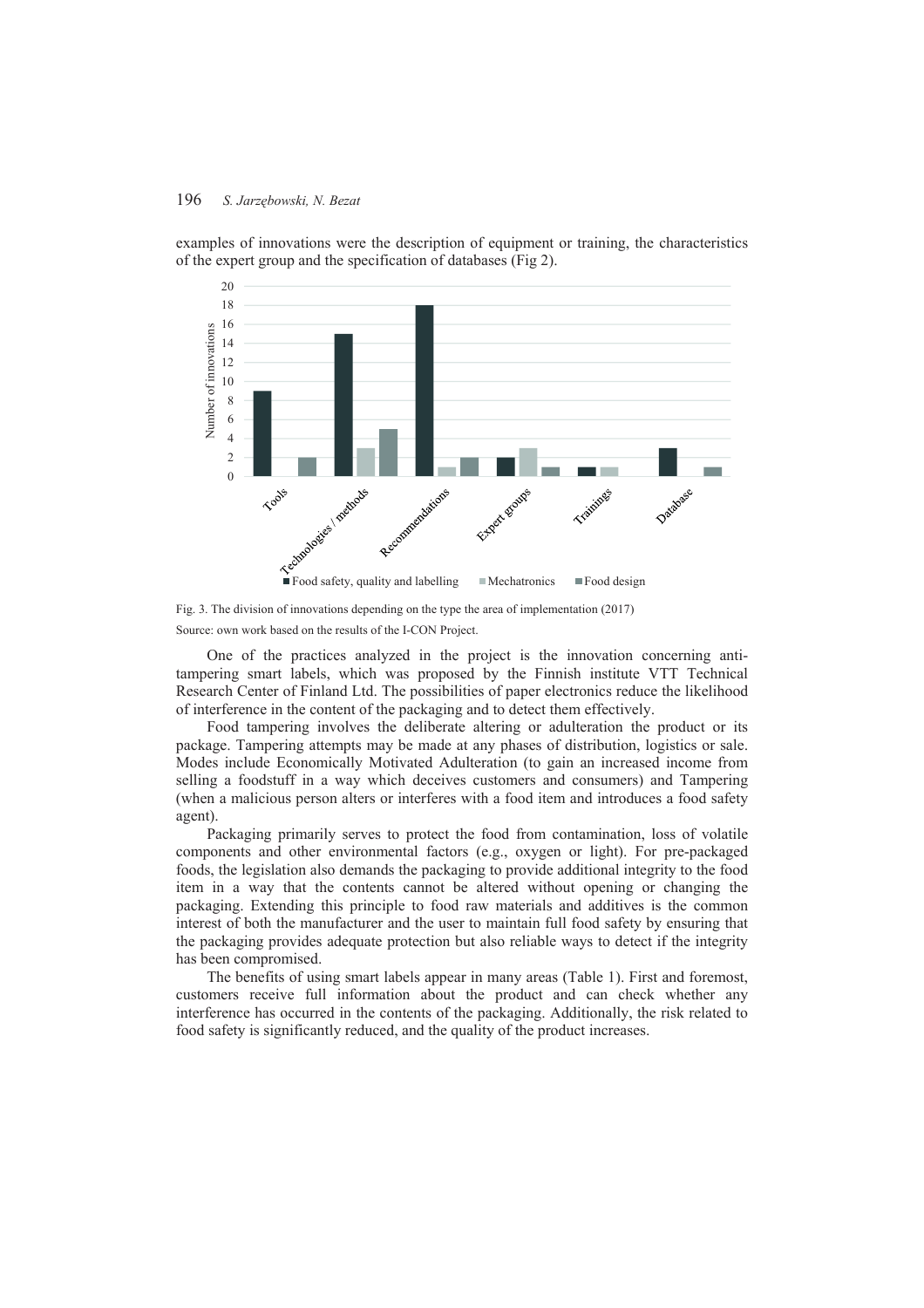examples of innovations were the description of equipment or training, the characteristics of the expert group and the specification of databases (Fig 2).

Fig. 3. The division of innovations depending on the type the area of implementation (2017)

Source: own work based on the results of the I-CON Project.

One of the practices analyzed in the project is the innovation concerning anti-tampering smart labels, which was proposed by the Finnish institute VTT Technical Research Center of Finland Ltd. The possibilities of paper electronics reduce the likelihood of interference in the content of the packaging and to detect them effectively.

Food tampering involves the deliberate altering or adulteration the product or its package. Tampering attempts may be made at any phases of distribution, logistics or sale. Modes include Economically Motivated Adulteration (to gain an increased income from selling a foodstuff in a way which deceives customers and consumers) and Tampering (when a malicious person alters or interferes with a food item and introduces a food safety agent).

Packaging primarily serves to protect the food from contamination, loss of volatile components and other environmental factors (e.g., oxygen or light). For pre-packaged foods, the legislation also demands the packaging to provide additional integrity to the food item in a way that the contents cannot be altered without opening or changing the packaging. Extending this principle to food raw materials and additives is the common interest of both the manufacturer and the user to maintain full food safety by ensuring that the packaging provides adequate protection but also reliable ways to detect if the integrity has been compromised.

The benefits of using smart labels appear in many areas (Table 1). First and foremost, customers receive full information about the product and can check whether any interference has occurred in the contents of the packaging. Additionally, the risk related to food safety is significantly reduced, and the quality of the product increases.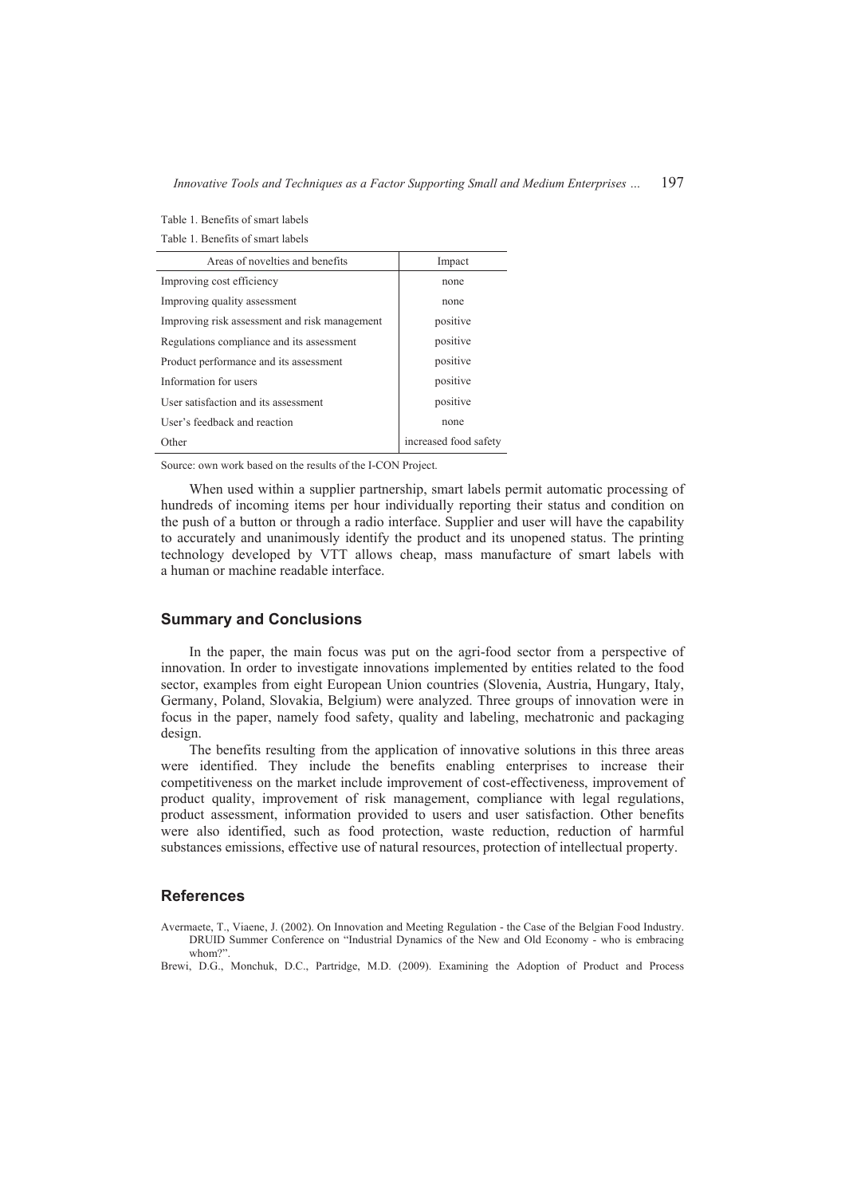Table 1. Benefits of smart labels

Table 1. Benefits of smart labels

| Areas of novelties and benefits | Impact |
|---|---|
| Improving cost efficiency | none |
| Improving quality assessment | none |
| Improving risk assessment and risk management | positive |
| Regulations compliance and its assessment | positive |
| Product performance and its assessment | positive |
| Information for users | positive |
| User satisfaction and its assessment | positive |
| User's feedback and reaction | none |
| Other | increased food safety |

Source: own work based on the results of the I-CON Project.

When used within a supplier partnership, smart labels permit automatic processing of hundreds of incoming items per hour individually reporting their status and condition on the push of a button or through a radio interface. Supplier and user will have the capability to accurately and unanimously identify the product and its unopened status. The printing technology developed by VTT allows cheap, mass manufacture of smart labels with a human or machine readable interface.

## Summary and Conclusions

In the paper, the main focus was put on the agri-food sector from a perspective of innovation. In order to investigate innovations implemented by entities related to the food sector, examples from eight European Union countries (Slovenia, Austria, Hungary, Italy, Germany, Poland, Slovakia, Belgium) were analyzed. Three groups of innovation were in focus in the paper, namely food safety, quality and labeling, mechatronic and packaging design.

The benefits resulting from the application of innovative solutions in this three areas were identified. They include the benefits enabling enterprises to increase their competitiveness on the market include improvement of cost-effectiveness, improvement of product quality, improvement of risk management, compliance with legal regulations, product assessment, information provided to users and user satisfaction. Other benefits were also identified, such as food protection, waste reduction, reduction of harmful substances emissions, effective use of natural resources, protection of intellectual property.

## References

Avermaete, T., Viaene, J. (2002). On Innovation and Meeting Regulation - the Case of the Belgian Food Industry. DRUID Summer Conference on "Industrial Dynamics of the New and Old Economy - who is embracing whom?".

Brewi, D.G., Monchuk, D.C., Partridge, M.D. (2009). Examining the Adoption of Product and Process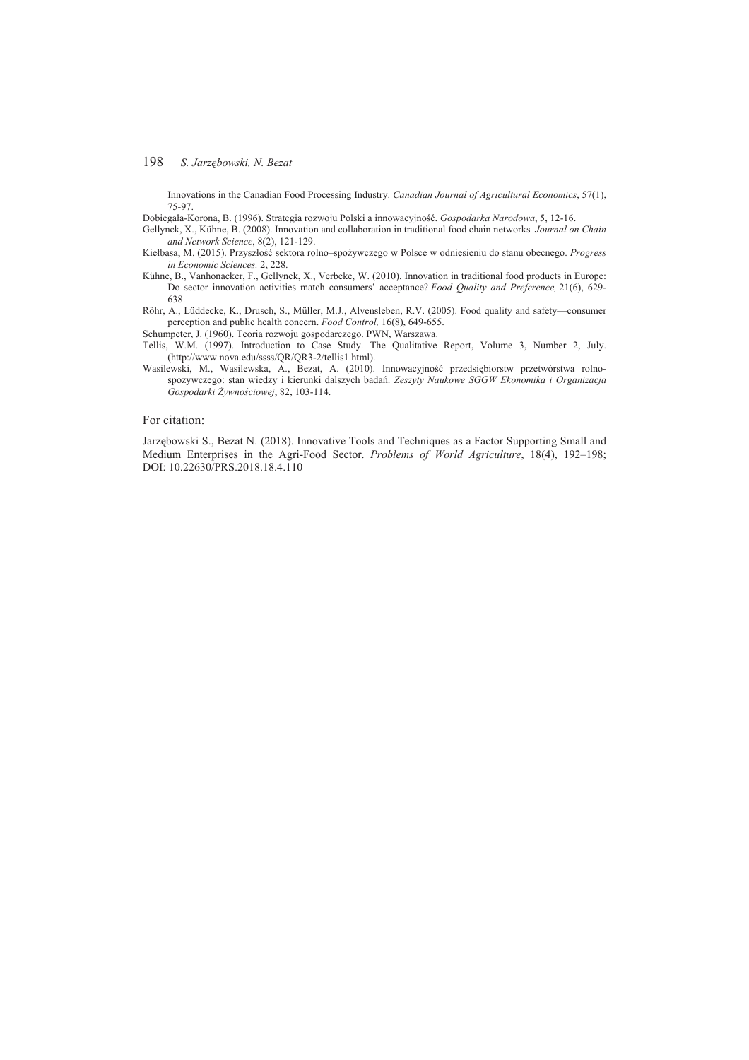Innovations in the Canadian Food Processing Industry. *Canadian Journal of Agricultural Economics*, 57(1), 75-97.

Dobiegała-Korona, B. (1996). Strategia rozwoju Polski a innowacyjność. *Gospodarka Narodowa*, 5, 12-16.

Gellynck, X., Kühne, B. (2008). Innovation and collaboration in traditional food chain networks. *Journal on Chain and Network Science*, 8(2), 121-129.

Kiełbasa, M. (2015). Przyszłość sektora rolno–spożywczego w Polsce w odniesieniu do stanu obecnego. *Progress in Economic Sciences,* 2, 228.

Kühne, B., Vanhonacker, F., Gellynck, X., Verbeke, W. (2010). Innovation in traditional food products in Europe: Do sector innovation activities match consumers' acceptance? *Food Quality and Preference,* 21(6), 629-638.

Röhr, A., Lüddecke, K., Drusch, S., Müller, M.J., Alvensleben, R.V. (2005). Food quality and safety—consumer perception and public health concern. *Food Control,* 16(8), 649-655.

Schumpeter, J. (1960). Teoria rozwoju gospodarczego. PWN, Warszawa.

Tellis, W.M. (1997). Introduction to Case Study. The Qualitative Report, Volume 3, Number 2, July. (http://www.nova.edu/ssss/QR/QR3-2/tellis1.html).

Wasilewski, M., Wasilewska, A., Bezat, A. (2010). Innowacyjność przedsiębiorstw przetwórstwa rolno-spożywczego: stan wiedzy i kierunki dalszych badań. *Zeszyty Naukowe SGGW Ekonomika i Organizacja Gospodarki Żywnościowej*, 82, 103-114.

For citation:

Jarzębowski S., Bezat N. (2018). Innovative Tools and Techniques as a Factor Supporting Small and Medium Enterprises in the Agri-Food Sector. *Problems of World Agriculture*, 18(4), 192–198; DOI: 10.22630/PRS.2018.18.4.110